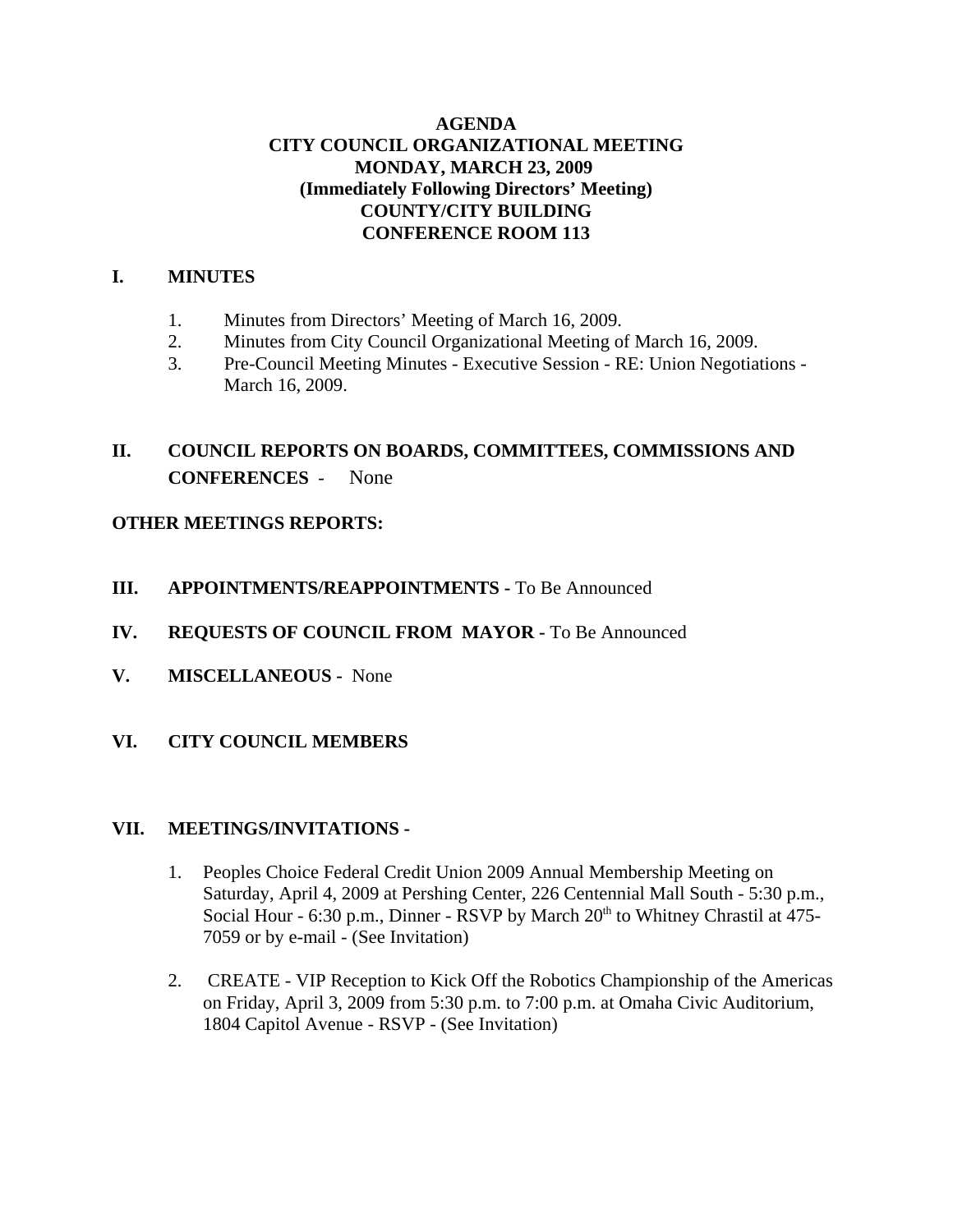**AGENDA**
**CITY COUNCIL ORGANIZATIONAL MEETING**
**MONDAY, MARCH 23, 2009**
**(Immediately Following Directors' Meeting)**
**COUNTY/CITY BUILDING**
**CONFERENCE ROOM 113**

**I. MINUTES**

1. Minutes from Directors' Meeting of March 16, 2009.
2. Minutes from City Council Organizational Meeting of March 16, 2009.
3. Pre-Council Meeting Minutes - Executive Session - RE: Union Negotiations - March 16, 2009.

**II. COUNCIL REPORTS ON BOARDS, COMMITTEES, COMMISSIONS AND CONFERENCES** - None

**OTHER MEETINGS REPORTS:**

**III. APPOINTMENTS/REAPPOINTMENTS -** To Be Announced

**IV. REQUESTS OF COUNCIL FROM MAYOR -** To Be Announced

**V. MISCELLANEOUS -** None

**VI. CITY COUNCIL MEMBERS**

**VII. MEETINGS/INVITATIONS -**

1. Peoples Choice Federal Credit Union 2009 Annual Membership Meeting on Saturday, April 4, 2009 at Pershing Center, 226 Centennial Mall South - 5:30 p.m., Social Hour - 6:30 p.m., Dinner - RSVP by March 20th to Whitney Chrastil at 475-7059 or by e-mail - (See Invitation)

2. CREATE - VIP Reception to Kick Off the Robotics Championship of the Americas on Friday, April 3, 2009 from 5:30 p.m. to 7:00 p.m. at Omaha Civic Auditorium, 1804 Capitol Avenue - RSVP - (See Invitation)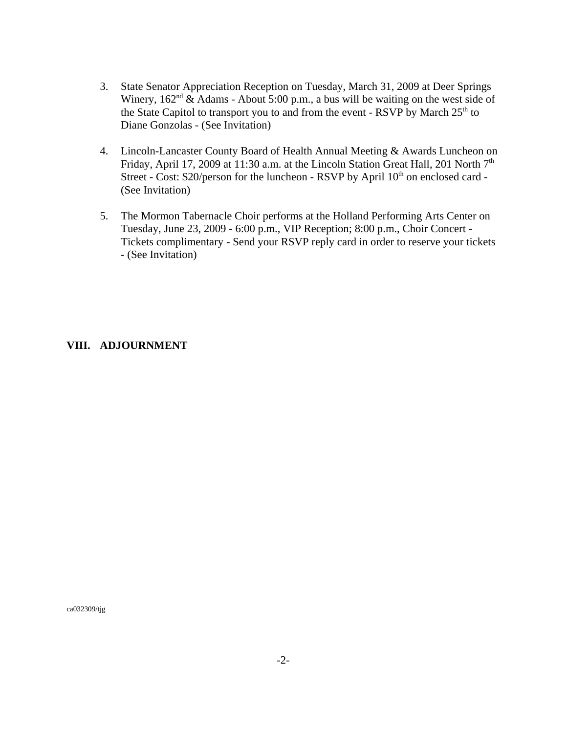3. State Senator Appreciation Reception on Tuesday, March 31, 2009 at Deer Springs Winery, 162nd & Adams - About 5:00 p.m., a bus will be waiting on the west side of the State Capitol to transport you to and from the event - RSVP by March 25th to Diane Gonzolas - (See Invitation)

4. Lincoln-Lancaster County Board of Health Annual Meeting & Awards Luncheon on Friday, April 17, 2009 at 11:30 a.m. at the Lincoln Station Great Hall, 201 North 7th Street - Cost: $20/person for the luncheon - RSVP by April 10th on enclosed card - (See Invitation)

5. The Mormon Tabernacle Choir performs at the Holland Performing Arts Center on Tuesday, June 23, 2009 - 6:00 p.m., VIP Reception; 8:00 p.m., Choir Concert - Tickets complimentary - Send your RSVP reply card in order to reserve your tickets - (See Invitation)

**VIII. ADJOURNMENT**

ca032309/tjg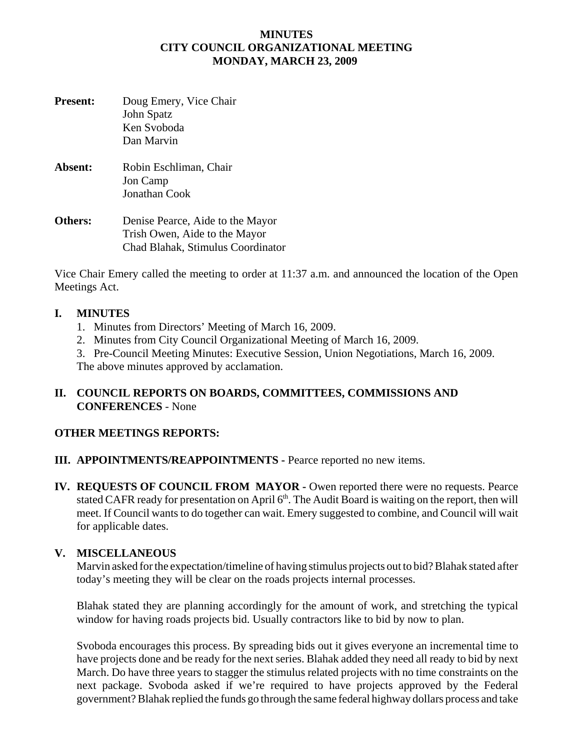**MINUTES**
**CITY COUNCIL ORGANIZATIONAL MEETING**
**MONDAY, MARCH 23, 2009**

**Present:** Doug Emery, Vice Chair
John Spatz
Ken Svoboda
Dan Marvin

**Absent:** Robin Eschliman, Chair
Jon Camp
Jonathan Cook

**Others:** Denise Pearce, Aide to the Mayor
Trish Owen, Aide to the Mayor
Chad Blahak, Stimulus Coordinator

Vice Chair Emery called the meeting to order at 11:37 a.m. and announced the location of the Open Meetings Act.

## I. MINUTES

1. Minutes from Directors' Meeting of March 16, 2009.
2. Minutes from City Council Organizational Meeting of March 16, 2009.
3. Pre-Council Meeting Minutes: Executive Session, Union Negotiations, March 16, 2009.

The above minutes approved by acclamation.

## II. COUNCIL REPORTS ON BOARDS, COMMITTEES, COMMISSIONS AND CONFERENCES - None

## OTHER MEETINGS REPORTS:

## III. APPOINTMENTS/REAPPOINTMENTS - Pearce reported no new items.

## IV. REQUESTS OF COUNCIL FROM MAYOR - Owen reported there were no requests. Pearce stated CAFR ready for presentation on April 6th. The Audit Board is waiting on the report, then will meet. If Council wants to do together can wait. Emery suggested to combine, and Council will wait for applicable dates.

## V. MISCELLANEOUS

Marvin asked for the expectation/timeline of having stimulus projects out to bid? Blahak stated after today's meeting they will be clear on the roads projects internal processes.

Blahak stated they are planning accordingly for the amount of work, and stretching the typical window for having roads projects bid. Usually contractors like to bid by now to plan.

Svoboda encourages this process. By spreading bids out it gives everyone an incremental time to have projects done and be ready for the next series. Blahak added they need all ready to bid by next March. Do have three years to stagger the stimulus related projects with no time constraints on the next package. Svoboda asked if we're required to have projects approved by the Federal government? Blahak replied the funds go through the same federal highway dollars process and take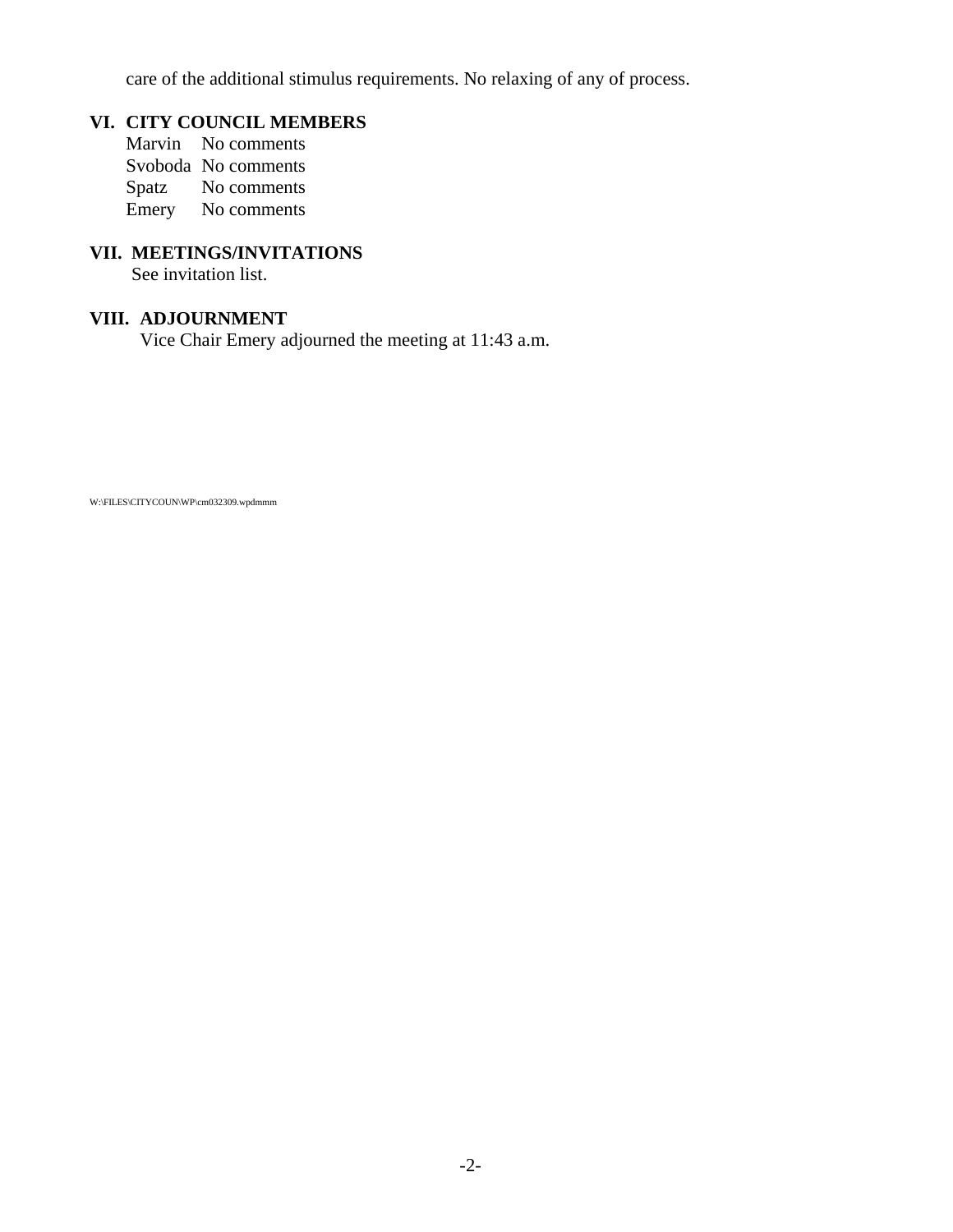care of the additional stimulus requirements. No relaxing of any of process.

## VI. CITY COUNCIL MEMBERS

Marvin No comments
Svoboda No comments
Spatz No comments
Emery No comments

## VII. MEETINGS/INVITATIONS

See invitation list.

## VIII. ADJOURNMENT

Vice Chair Emery adjourned the meeting at 11:43 a.m.

W:\FILES\CITYCOUN\WP\cm032309.wpdmmm